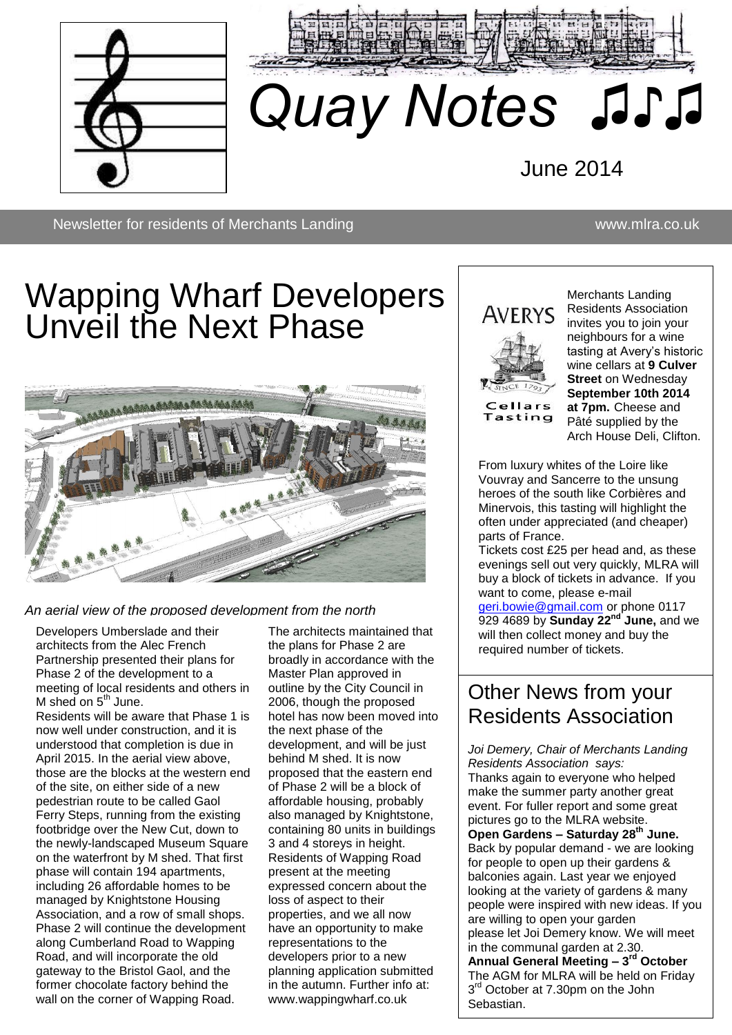# Quay Notes ♫♪♫

June 2014

Newsletter for residents of Merchants Landing www.mlra.co.uk

# Wapping Wharf Developers Unveil the Next Phase

*An aerial view of the proposed development from the north*

Developers Umberslade and their architects from the Alec French Partnership presented their plans for Phase 2 of the development to a meeting of local residents and others in M shed on 5th June.

Residents will be aware that Phase 1 is now well under construction, and it is understood that completion is due in April 2015. In the aerial view above, those are the blocks at the western end of the site, on either side of a new pedestrian route to be called Gaol Ferry Steps, running from the existing footbridge over the New Cut, down to the newly-landscaped Museum Square on the waterfront by M shed. That first phase will contain 194 apartments, including 26 affordable homes to be managed by Knightstone Housing Association, and a row of small shops. Phase 2 will continue the development along Cumberland Road to Wapping Road, and will incorporate the old gateway to the Bristol Gaol, and the former chocolate factory behind the wall on the corner of Wapping Road.

The architects maintained that the plans for Phase 2 are broadly in accordance with the Master Plan approved in outline by the City Council in 2006, though the proposed hotel has now been moved into the next phase of the development, and will be just behind M shed. It is now proposed that the eastern end of Phase 2 will be a block of affordable housing, probably also managed by Knightstone, containing 80 units in buildings 3 and 4 storeys in height. Residents of Wapping Road present at the meeting expressed concern about the loss of aspect to their properties, and we all now have an opportunity to make representations to the developers prior to a new planning application submitted in the autumn. Further info at: www.wappingwharf.co.uk

---

AVERYS

SINCE 1793

Cellars Tasting

Merchants Landing Residents Association invites you to join your neighbours for a wine tasting at Avery's historic wine cellars at **9 Culver Street** on Wednesday **September 10th 2014 at 7pm.** Cheese and Pâté supplied by the Arch House Deli, Clifton.

From luxury whites of the Loire like Vouvray and Sancerre to the unsung heroes of the south like Corbières and Minervois, this tasting will highlight the often under appreciated (and cheaper) parts of France.

Tickets cost £25 per head and, as these evenings sell out very quickly, MLRA will buy a block of tickets in advance. If you want to come, please e-mail geri.bowie@gmail.com or phone 0117 929 4689 by **Sunday 22nd June,** and we will then collect money and buy the required number of tickets.

## Other News from your Residents Association

*Joi Demery, Chair of Merchants Landing Residents Association says:*

Thanks again to everyone who helped make the summer party another great event. For fuller report and some great pictures go to the MLRA website.

**Open Gardens – Saturday 28th June.**
Back by popular demand - we are looking for people to open up their gardens & balconies again. Last year we enjoyed looking at the variety of gardens & many people were inspired with new ideas. If you are willing to open your garden please let Joi Demery know. We will meet in the communal garden at 2.30.

**Annual General Meeting – 3rd October**
The AGM for MLRA will be held on Friday 3rd October at 7.30pm on the John Sebastian.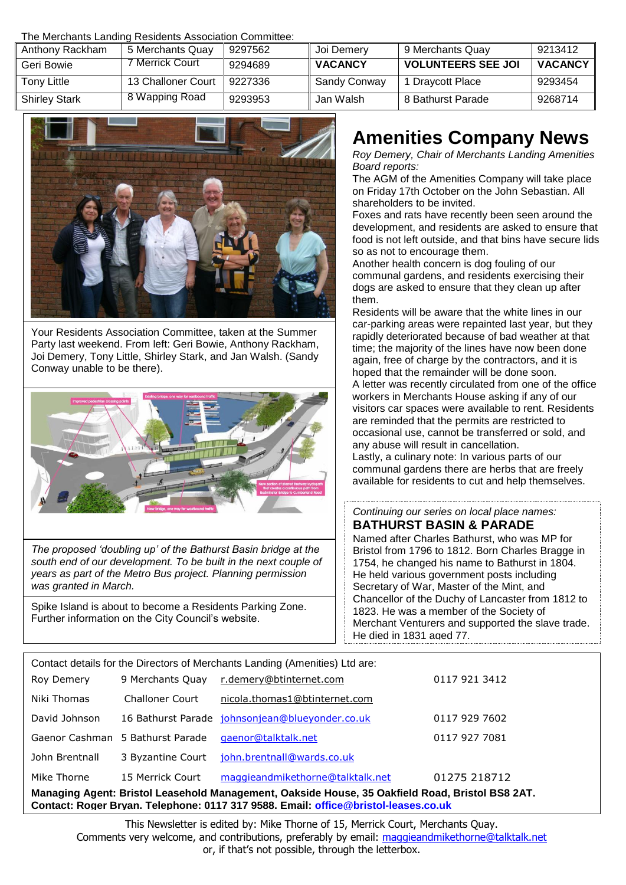The Merchants Landing Residents Association Committee:

| | | | | | |
|---|---|---|---|---|---|
| Anthony Rackham | 5 Merchants Quay | 9297562 | Joi Demery | 9 Merchants Quay | 9213412 |
| Geri Bowie | 7 Merrick Court | 9294689 | **VACANCY** | **VOLUNTEERS SEE JOI** | **VACANCY** |
| Tony Little | 13 Challoner Court | 9227336 | Sandy Conway | 1 Draycott Place | 9293454 |
| Shirley Stark | 8 Wapping Road | 9293953 | Jan Walsh | 8 Bathurst Parade | 9268714 |

Your Residents Association Committee, taken at the Summer Party last weekend. From left: Geri Bowie, Anthony Rackham, Joi Demery, Tony Little, Shirley Stark, and Jan Walsh. (Sandy Conway unable to be there).

*The proposed 'doubling up' of the Bathurst Basin bridge at the south end of our development. To be built in the next couple of years as part of the Metro Bus project. Planning permission was granted in March.*

Spike Island is about to become a Residents Parking Zone. Further information on the City Council's website.

# Amenities Company News

*Roy Demery, Chair of Merchants Landing Amenities Board reports:*

The AGM of the Amenities Company will take place on Friday 17th October on the John Sebastian. All shareholders to be invited.

Foxes and rats have recently been seen around the development, and residents are asked to ensure that food is not left outside, and that bins have secure lids so as not to encourage them.

Another health concern is dog fouling of our communal gardens, and residents exercising their dogs are asked to ensure that they clean up after them.

Residents will be aware that the white lines in our car-parking areas were repainted last year, but they rapidly deteriorated because of bad weather at that time; the majority of the lines have now been done again, free of charge by the contractors, and it is hoped that the remainder will be done soon.

A letter was recently circulated from one of the office workers in Merchants House asking if any of our visitors car spaces were available to rent. Residents are reminded that the permits are restricted to occasional use, cannot be transferred or sold, and any abuse will result in cancellation.

Lastly, a culinary note: In various parts of our communal gardens there are herbs that are freely available for residents to cut and help themselves.

*Continuing our series on local place names:*

## BATHURST BASIN & PARADE

Named after Charles Bathurst, who was MP for Bristol from 1796 to 1812. Born Charles Bragge in 1754, he changed his name to Bathurst in 1804. He held various government posts including Secretary of War, Master of the Mint, and Chancellor of the Duchy of Lancaster from 1812 to 1823. He was a member of the Society of Merchant Venturers and supported the slave trade. He died in 1831 aged 77.

Contact details for the Directors of Merchants Landing (Amenities) Ltd are:

| | | | |
|---|---|---|---|
| Roy Demery | 9 Merchants Quay | r.demery@btinternet.com | 0117 921 3412 |
| Niki Thomas | Challoner Court | nicola.thomas1@btinternet.com | |
| David Johnson | 16 Bathurst Parade | johnsonjean@blueyonder.co.uk | 0117 929 7602 |
| Gaenor Cashman | 5 Bathurst Parade | gaenor@talktalk.net | 0117 927 7081 |
| John Brentnall | 3 Byzantine Court | john.brentnall@wards.co.uk | |
| Mike Thorne | 15 Merrick Court | maggieandmikethorne@talktalk.net | 01275 218712 |

**Managing Agent: Bristol Leasehold Management, Oakside House, 35 Oakfield Road, Bristol BS8 2AT. Contact: Roger Bryan. Telephone: 0117 317 9588. Email: office@bristol-leases.co.uk**

This Newsletter is edited by: Mike Thorne of 15, Merrick Court, Merchants Quay.
Comments very welcome, and contributions, preferably by email: maggieandmikethorne@talktalk.net
or, if that's not possible, through the letterbox.